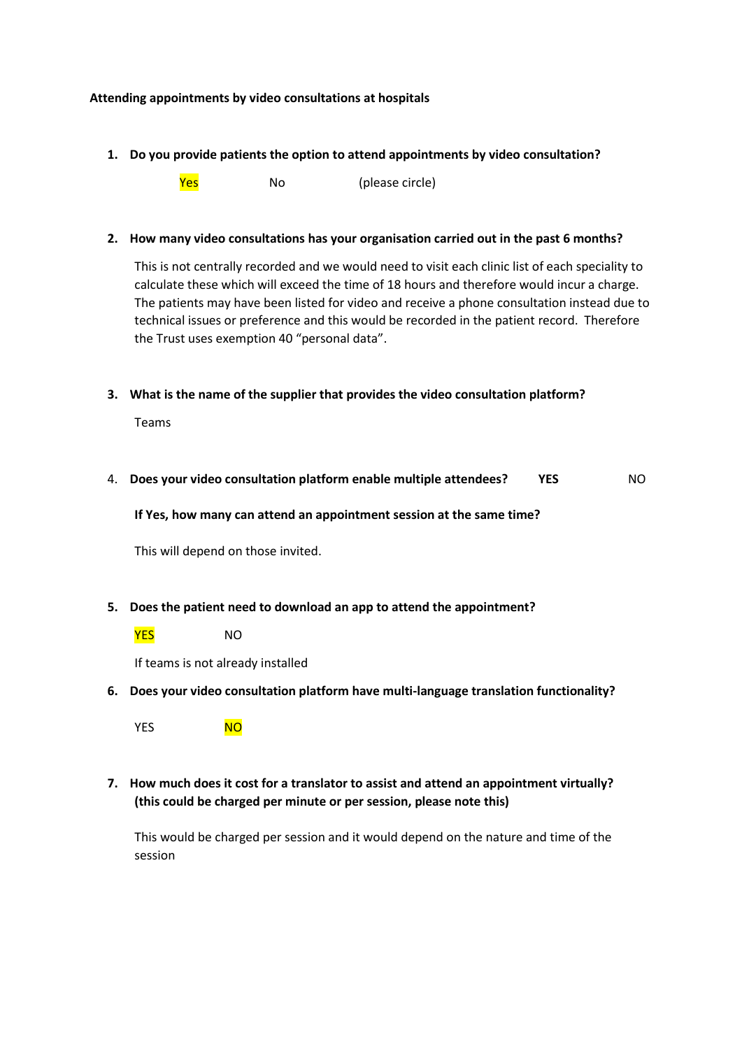**Attending appointments by video consultations at hospitals**

1. **Do you provide patients the option to attend appointments by video consultation?**

   Yes No (please circle)

2. **How many video consultations has your organisation carried out in the past 6 months?**

   This is not centrally recorded and we would need to visit each clinic list of each speciality to calculate these which will exceed the time of 18 hours and therefore would incur a charge. The patients may have been listed for video and receive a phone consultation instead due to technical issues or preference and this would be recorded in the patient record. Therefore the Trust uses exemption 40 "personal data".

3. **What is the name of the supplier that provides the video consultation platform?**

   Teams

4. **Does your video consultation platform enable multiple attendees?** **YES** NO

   **If Yes, how many can attend an appointment session at the same time?**

   This will depend on those invited.

5. **Does the patient need to download an app to attend the appointment?**

   YES NO

   If teams is not already installed

6. **Does your video consultation platform have multi-language translation functionality?**

   YES NO

7. **How much does it cost for a translator to assist and attend an appointment virtually? (this could be charged per minute or per session, please note this)**

   This would be charged per session and it would depend on the nature and time of the session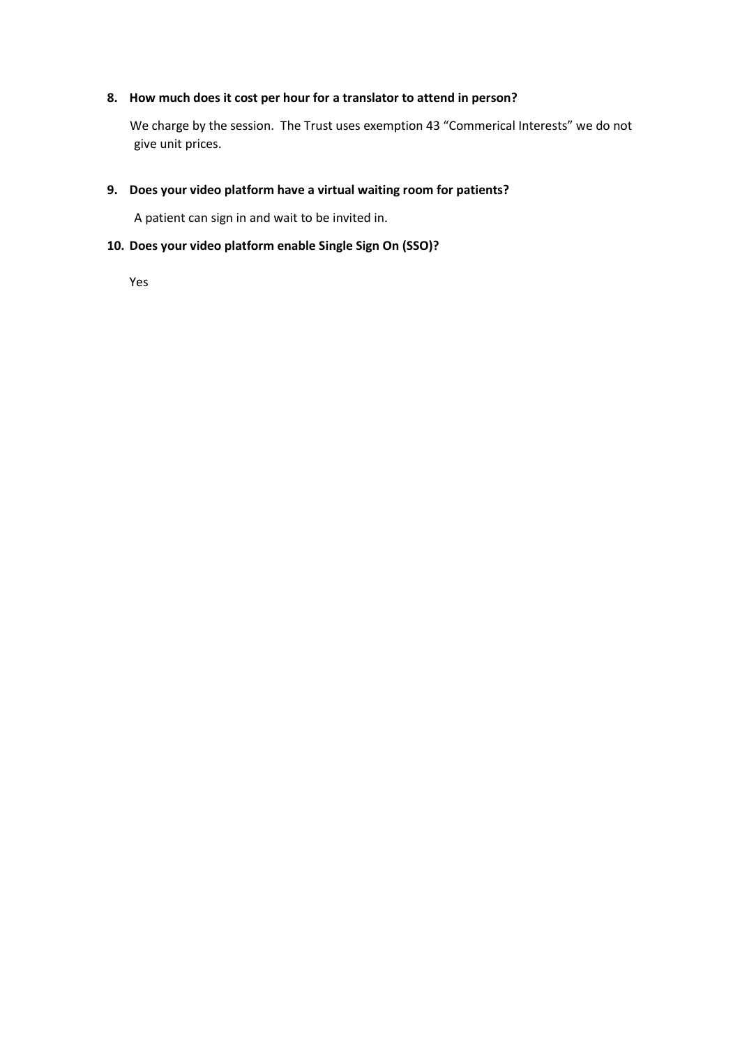8. **How much does it cost per hour for a translator to attend in person?**

   We charge by the session. The Trust uses exemption 43 "Commerical Interests" we do not give unit prices.

9. **Does your video platform have a virtual waiting room for patients?**

   A patient can sign in and wait to be invited in.

10. **Does your video platform enable Single Sign On (SSO)?**

    Yes